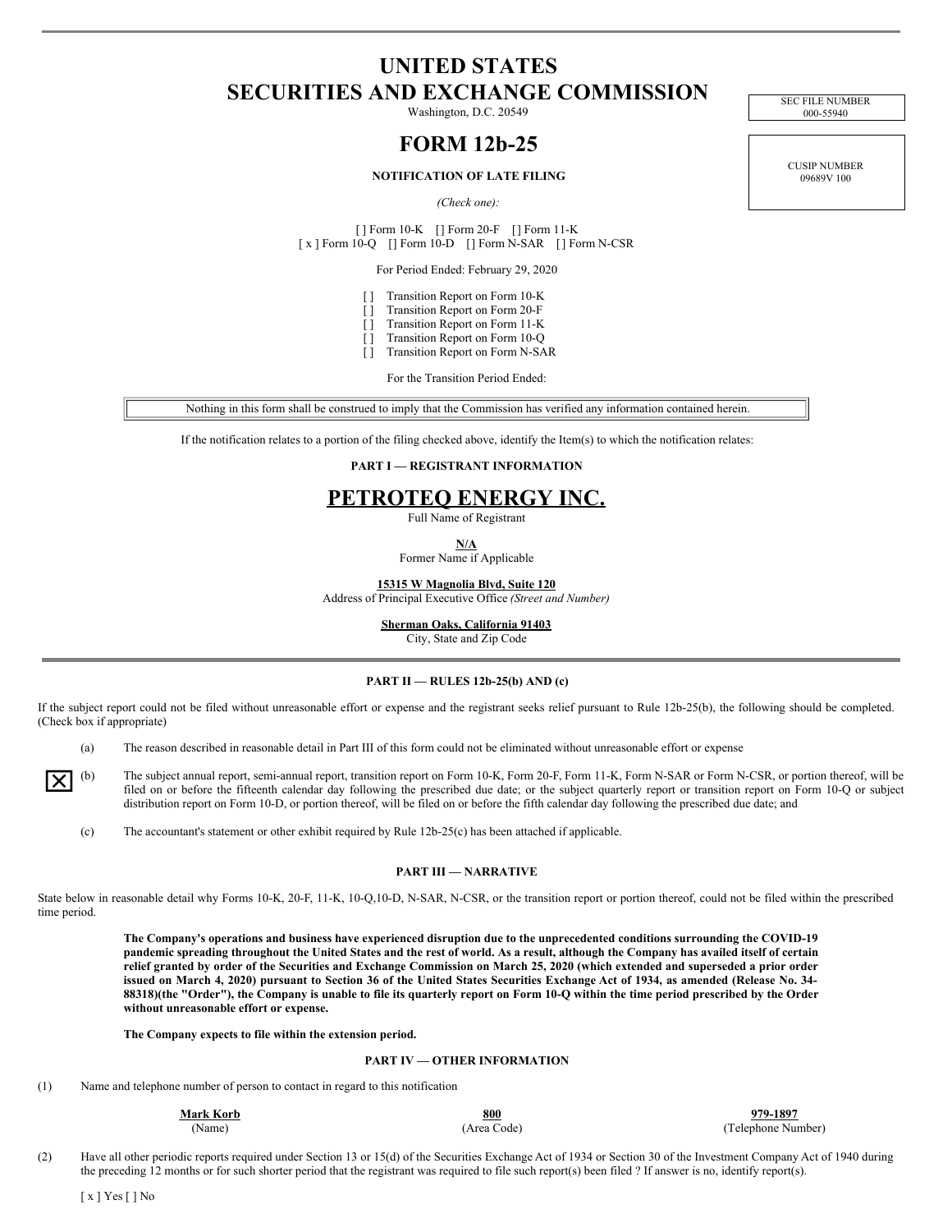# UNITED STATES SECURITIES AND EXCHANGE COMMISSION

Washington, D.C. 20549

| SEC FILE NUMBER |
|---|
| 000-55940 |

| CUSIP NUMBER |
|---|
| 09689V 100 |

# FORM 12b-25

**NOTIFICATION OF LATE FILING**

*(Check one):*

[ ] Form 10-K [] Form 20-F [] Form 11-K
[ x ] Form 10-Q [] Form 10-D [] Form N-SAR [] Form N-CSR

For Period Ended: February 29, 2020

[ ] Transition Report on Form 10-K
[ ] Transition Report on Form 20-F
[ ] Transition Report on Form 11-K
[ ] Transition Report on Form 10-Q
[ ] Transition Report on Form N-SAR

For the Transition Period Ended:

Nothing in this form shall be construed to imply that the Commission has verified any information contained herein.

If the notification relates to a portion of the filing checked above, identify the Item(s) to which the notification relates:

**PART I — REGISTRANT INFORMATION**

**PETROTEQ ENERGY INC.**
Full Name of Registrant

**N/A**
Former Name if Applicable

**15315 W Magnolia Blvd, Suite 120**
Address of Principal Executive Office *(Street and Number)*

**Sherman Oaks, California 91403**
City, State and Zip Code

**PART II — RULES 12b-25(b) AND (c)**

If the subject report could not be filed without unreasonable effort or expense and the registrant seeks relief pursuant to Rule 12b-25(b), the following should be completed. (Check box if appropriate)

(a) The reason described in reasonable detail in Part III of this form could not be eliminated without unreasonable effort or expense

[X] (b) The subject annual report, semi-annual report, transition report on Form 10-K, Form 20-F, Form 11-K, Form N-SAR or Form N-CSR, or portion thereof, will be filed on or before the fifteenth calendar day following the prescribed due date; or the subject quarterly report or transition report on Form 10-Q or subject distribution report on Form 10-D, or portion thereof, will be filed on or before the fifth calendar day following the prescribed due date; and

(c) The accountant's statement or other exhibit required by Rule 12b-25(c) has been attached if applicable.

**PART III — NARRATIVE**

State below in reasonable detail why Forms 10-K, 20-F, 11-K, 10-Q,10-D, N-SAR, N-CSR, or the transition report or portion thereof, could not be filed within the prescribed time period.

**The Company's operations and business have experienced disruption due to the unprecedented conditions surrounding the COVID-19 pandemic spreading throughout the United States and the rest of world. As a result, although the Company has availed itself of certain relief granted by order of the Securities and Exchange Commission on March 25, 2020 (which extended and superseded a prior order issued on March 4, 2020) pursuant to Section 36 of the United States Securities Exchange Act of 1934, as amended (Release No. 34-88318)(the "Order"), the Company is unable to file its quarterly report on Form 10-Q within the time period prescribed by the Order without unreasonable effort or expense.**

**The Company expects to file within the extension period.**

**PART IV — OTHER INFORMATION**

(1) Name and telephone number of person to contact in regard to this notification

| **Mark Korb** | **800** | **979-1897** |
|---|---|---|
| (Name) | (Area Code) | (Telephone Number) |

(2) Have all other periodic reports required under Section 13 or 15(d) of the Securities Exchange Act of 1934 or Section 30 of the Investment Company Act of 1940 during the preceding 12 months or for such shorter period that the registrant was required to file such report(s) been filed ? If answer is no, identify report(s).

[ x ] Yes [ ] No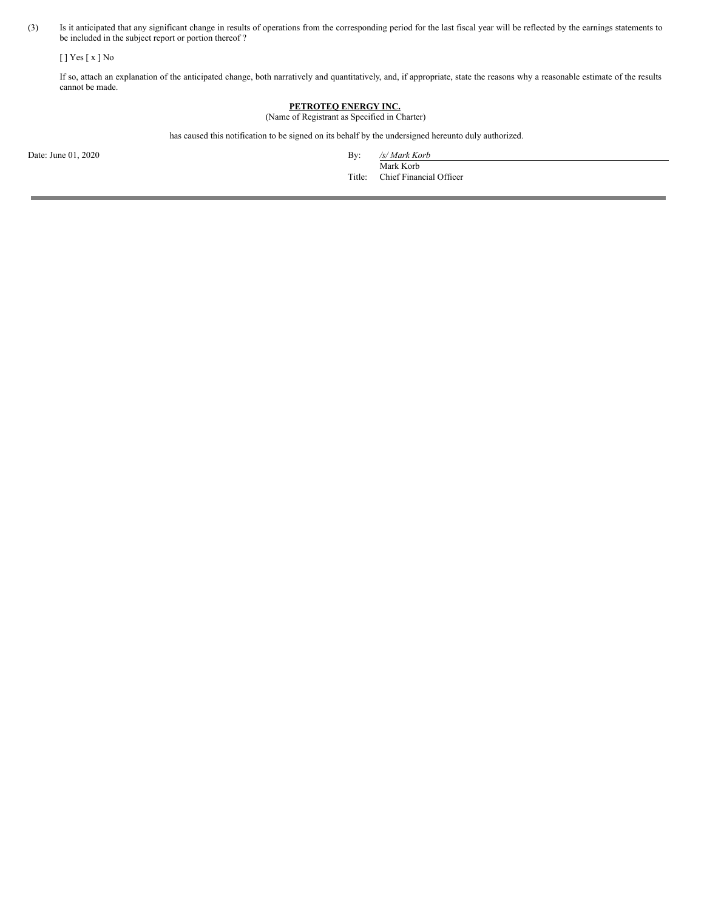(3) Is it anticipated that any significant change in results of operations from the corresponding period for the last fiscal year will be reflected by the earnings statements to be included in the subject report or portion thereof ?

[ ] Yes [ x ] No

If so, attach an explanation of the anticipated change, both narratively and quantitatively, and, if appropriate, state the reasons why a reasonable estimate of the results cannot be made.

**PETROTEQ ENERGY INC.**
(Name of Registrant as Specified in Charter)

has caused this notification to be signed on its behalf by the undersigned hereunto duly authorized.

Date: June 01, 2020

By: */s/ Mark Korb*
Mark Korb
Title: Chief Financial Officer